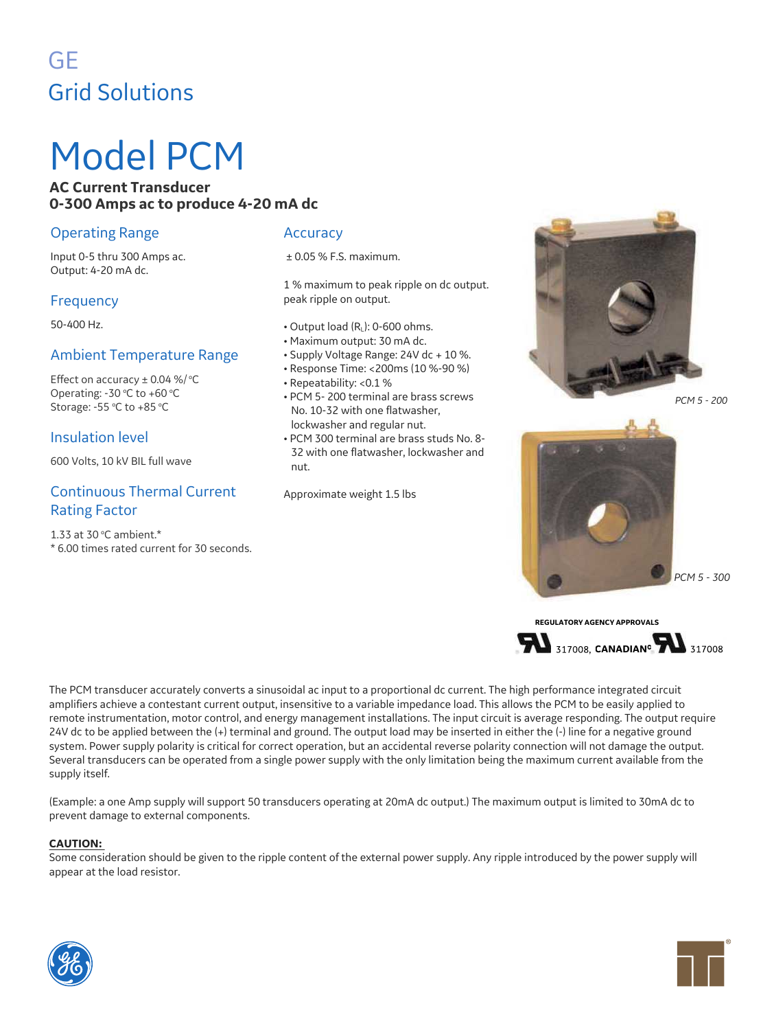GE
Grid Solutions

# Model PCM

**AC Current Transducer**
**0-300 Amps ac to produce 4-20 mA dc**

## Operating Range

Input 0-5 thru 300 Amps ac.
Output: 4-20 mA dc.

## Frequency

50-400 Hz.

## Ambient Temperature Range

Effect on accuracy ± 0.04 %/ °C
Operating: -30 °C to +60 °C
Storage: -55 °C to +85 °C

## Insulation level

600 Volts, 10 kV BIL full wave

## Continuous Thermal Current Rating Factor

1.33 at 30 °C ambient.*
* 6.00 times rated current for 30 seconds.

## Accuracy

± 0.05 % F.S. maximum.

1 % maximum to peak ripple on dc output.
peak ripple on output.

- Output load ($R_L$): 0-600 ohms.
- Maximum output: 30 mA dc.
- Supply Voltage Range: 24V dc + 10 %.
- Response Time: <200ms (10 %-90 %)
- Repeatability: <0.1 %
- PCM 5- 200 terminal are brass screws No. 10-32 with one flatwasher, lockwasher and regular nut.
- PCM 300 terminal are brass studs No. 8-32 with one flatwasher, lockwasher and nut.

Approximate weight 1.5 lbs

*PCM 5 - 200*

*PCM 5 - 300*

**REGULATORY AGENCY APPROVALS**
317008, CANADIAN 317008

The PCM transducer accurately converts a sinusoidal ac input to a proportional dc current. The high performance integrated circuit amplifiers achieve a contestant current output, insensitive to a variable impedance load. This allows the PCM to be easily applied to remote instrumentation, motor control, and energy management installations. The input circuit is average responding. The output require 24V dc to be applied between the (+) terminal and ground. The output load may be inserted in either the (-) line for a negative ground system. Power supply polarity is critical for correct operation, but an accidental reverse polarity connection will not damage the output. Several transducers can be operated from a single power supply with the only limitation being the maximum current available from the supply itself.

(Example: a one Amp supply will support 50 transducers operating at 20mA dc output.) The maximum output is limited to 30mA dc to prevent damage to external components.

**CAUTION:**
Some consideration should be given to the ripple content of the external power supply. Any ripple introduced by the power supply will appear at the load resistor.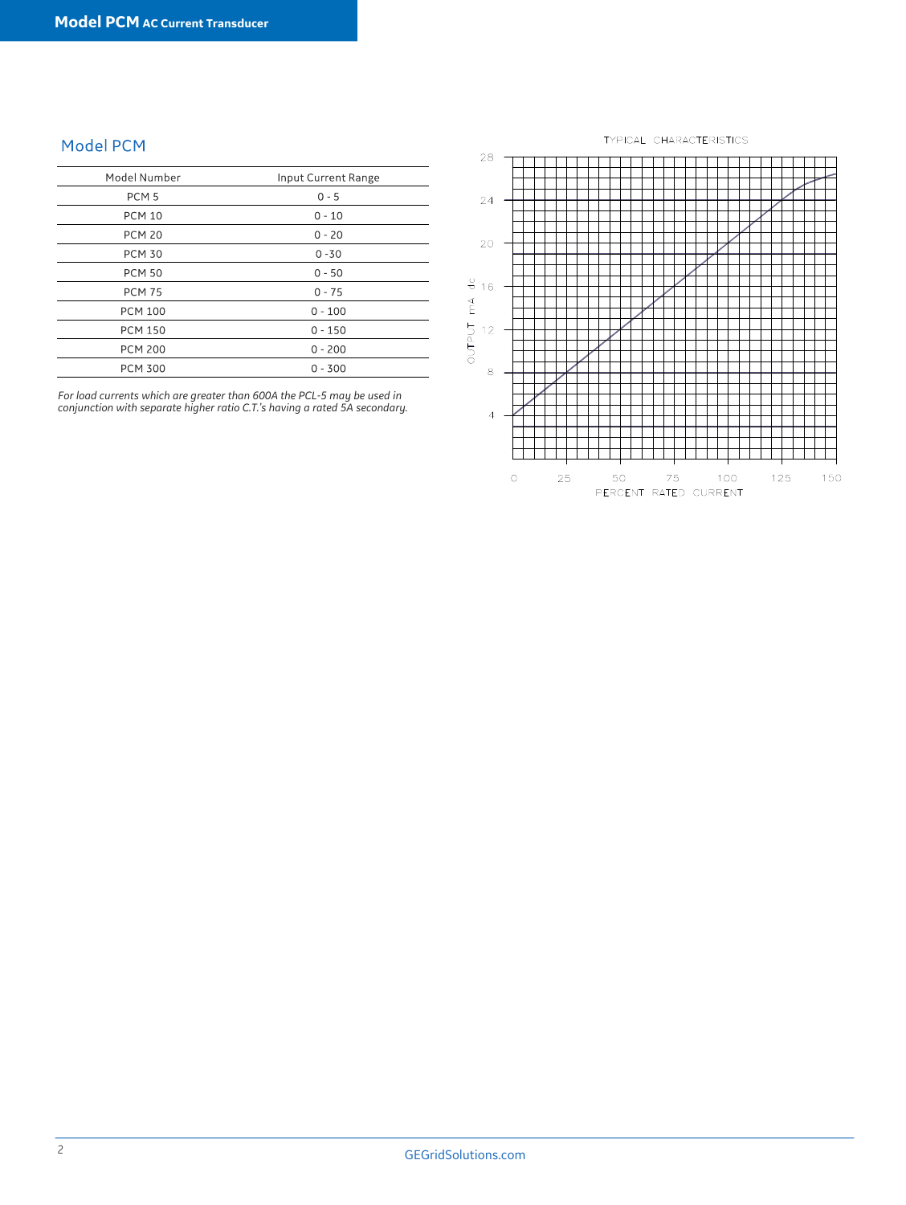## Model PCM

| Model Number | Input Current Range |
|---|---|
| PCM 5 | 0 - 5 |
| PCM 10 | 0 - 10 |
| PCM 20 | 0 - 20 |
| PCM 30 | 0 -30 |
| PCM 50 | 0 - 50 |
| PCM 75 | 0 - 75 |
| PCM 100 | 0 - 100 |
| PCM 150 | 0 - 150 |
| PCM 200 | 0 - 200 |
| PCM 300 | 0 - 300 |

*For load currents which are greater than 600A the PCL-5 may be used in conjunction with separate higher ratio C.T.'s having a rated 5A secondary.*

TYPICAL CHARACTERISTICS

OUTPUT mA dc

PERCENT RATED CURRENT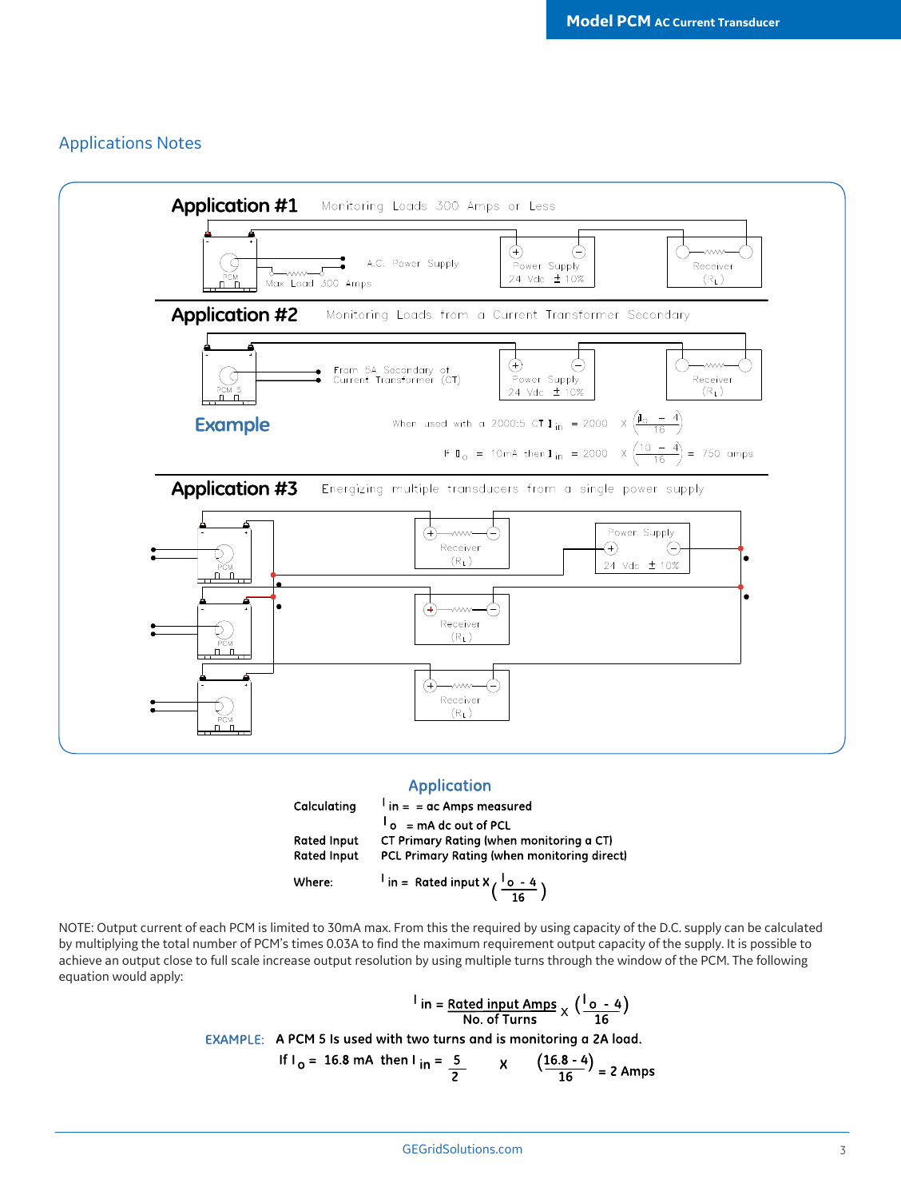## Applications Notes

**Application #1** Monitoring Loads 300 Amps or Less

A.C. Power Supply

Max Load 300 Amps

Power Supply 24 Vdc ± 10%

Receiver ($R_L$)

**Application #2** Monitoring Loads from a Current Transformer Secondary

From 5A Secondary of Current Transformer (CT)

Power Supply 24 Vdc ± 10%

Receiver ($R_L$)

**Example**

When used with a 2000:5 CT $I_{in} = 2000 \times \left(\frac{I_o - 4}{16}\right)$

If $I_o = 10\text{mA}$ then $I_{in} = 2000 \times \left(\frac{10 - 4}{16}\right) = 750$ amps

**Application #3** Energizing multiple transducers from a single power supply

Receiver ($R_L$)

Power Supply 24 Vdc ± 10%

### Application

| | |
|---|---|
| Calculating | $I_{in}$ = = ac Amps measured |
| | $I_o$ = mA dc out of PCL |
| Rated Input | CT Primary Rating (when monitoring a CT) |
| Rated Input | PCL Primary Rating (when monitoring direct) |
| Where: | $I_{in} = \text{Rated input} \times \left(\frac{I_o - 4}{16}\right)$ |

NOTE: Output current of each PCM is limited to 30mA max. From this the required by using capacity of the D.C. supply can be calculated by multiplying the total number of PCM's times 0.03A to find the maximum requirement output capacity of the supply. It is possible to achieve an output close to full scale increase output resolution by using multiple turns through the window of the PCM. The following equation would apply:

$$I_{in} = \frac{\text{Rated input Amps}}{\text{No. of Turns}} \times \left(\frac{I_o - 4}{16}\right)$$

**EXAMPLE:** A PCM 5 Is used with two turns and is monitoring a 2A load.

If $I_o = 16.8$ mA then $I_{in} = \frac{5}{2} \times \left(\frac{16.8 - 4}{16}\right) = 2$ Amps

GEGridSolutions.com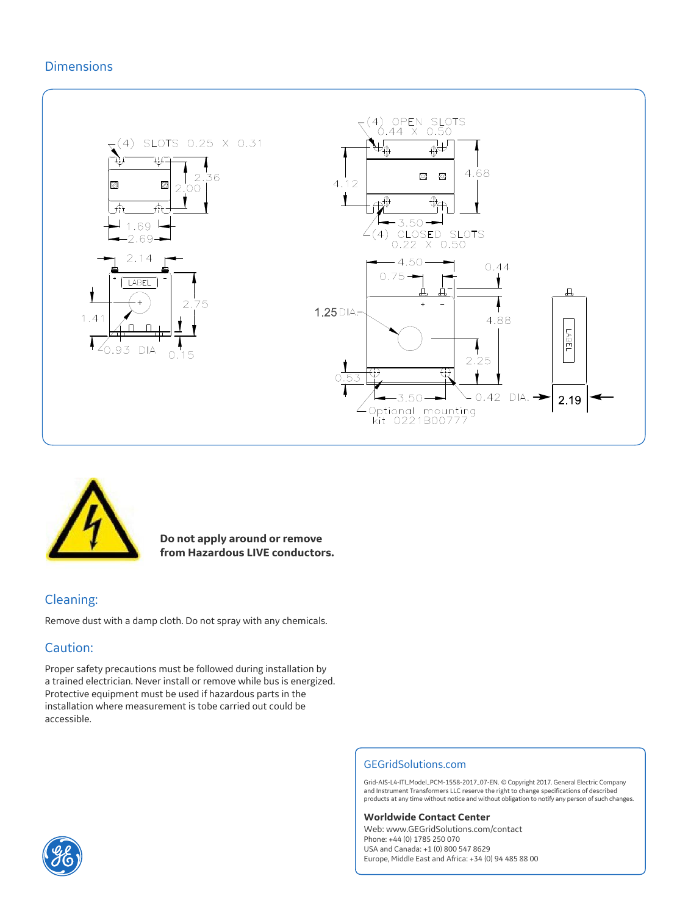## Dimensions

(4) SLOTS 0.25 X 0.31
2.36
2.00
1.69
2.69
2.14
LABEL
2.75
1.41
0.93 DIA
0.15

(4) OPEN SLOTS 0.44 X 0.50
4.12
4.68
3.50
(4) CLOSED SLOTS 0.22 X 0.50
4.50
0.75
0.44
1.25 DIA.
4.88
2.25
0.53
3.50
0.42 DIA.
Optional mounting kit 0221B00777
LABEL
2.19

**Do not apply around or remove from Hazardous LIVE conductors.**

## Cleaning:

Remove dust with a damp cloth. Do not spray with any chemicals.

## Caution:

Proper safety precautions must be followed during installation by a trained electrician. Never install or remove while bus is energized. Protective equipment must be used if hazardous parts in the installation where measurement is tobe carried out could be accessible.

GEGridSolutions.com

Grid-AIS-L4-ITI_Model_PCM-1558-2017_07-EN. © Copyright 2017. General Electric Company and Instrument Transformers LLC reserve the right to change specifications of described products at any time without notice and without obligation to notify any person of such changes.

**Worldwide Contact Center**

Web: www.GEGridSolutions.com/contact
Phone: +44 (0) 1785 250 070
USA and Canada: +1 (0) 800 547 8629
Europe, Middle East and Africa: +34 (0) 94 485 88 00